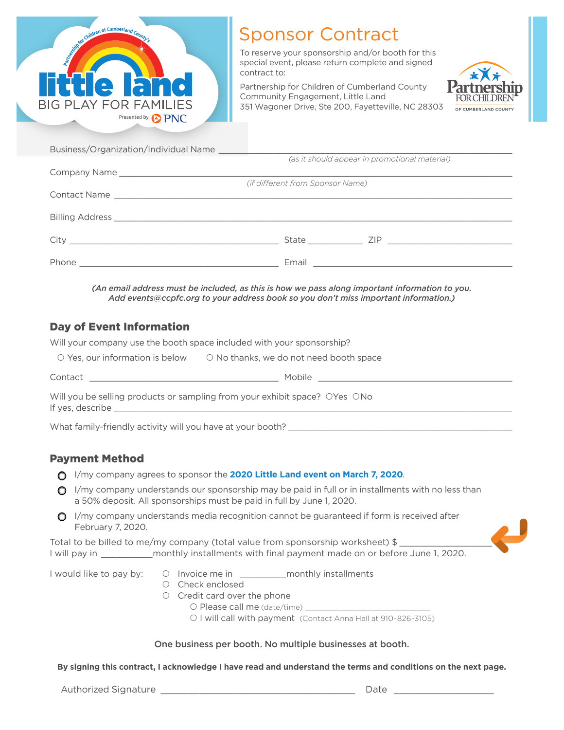little land
BIG PLAY FOR FAMILIES
Presented by PNC

# Sponsor Contract

To reserve your sponsorship and/or booth for this special event, please return complete and signed contract to:

Partnership for Children of Cumberland County
Community Engagement, Little Land
351 Wagoner Drive, Ste 200, Fayetteville, NC 28303

Business/Organization/Individual Name ______________________________________________
*(as it should appear in promotional material)*

Company Name ______________________________________________
*(if different from Sponsor Name)*

Contact Name ______________________________________________

Billing Address ______________________________________________

City ______________________ State ____________ ZIP ______________

Phone ______________________ Email ______________________

***(An email address must be included, as this is how we pass along important information to you. Add events@ccpfc.org to your address book so you don't miss important information.)***

## Day of Event Information

Will your company use the booth space included with your sponsorship?

○ Yes, our information is below ○ No thanks, we do not need booth space

Contact ______________________ Mobile ______________________

Will you be selling products or sampling from your exhibit space? ○Yes ○No
If yes, describe ______________________________________________

What family-friendly activity will you have at your booth? ______________________

## Payment Method

- ○ I/my company agrees to sponsor the **2020 Little Land event on March 7, 2020**.
- ○ I/my company understands our sponsorship may be paid in full or in installments with no less than a 50% deposit. All sponsorships must be paid in full by June 1, 2020.
- ○ I/my company understands media recognition cannot be guaranteed if form is received after February 7, 2020.

Total to be billed to me/my company (total value from sponsorship worksheet) $ ______________
I will pay in __________monthly installments with final payment made on or before June 1, 2020.

I would like to pay by:
- ○ Invoice me in __________monthly installments
- ○ Check enclosed
- ○ Credit card over the phone
  - ○ Please call me (date/time) ______________________
  - ○ I will call with payment (Contact Anna Hall at 910-826-3105)

**One business per booth. No multiple businesses at booth.**

**By signing this contract, I acknowledge I have read and understand the terms and conditions on the next page.**

Authorized Signature ______________________________ Date ______________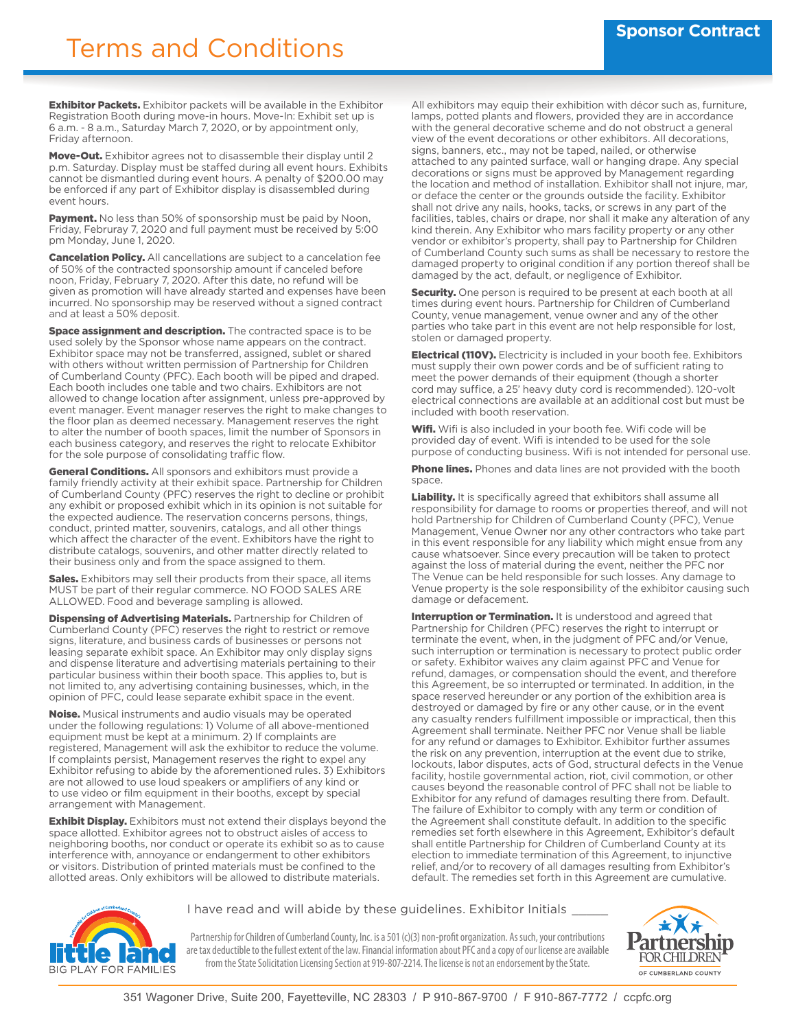# Terms and Conditions

**Sponsor Contract**

**Exhibitor Packets.** Exhibitor packets will be available in the Exhibitor Registration Booth during move-in hours. Move-In: Exhibit set up is 6 a.m. - 8 a.m., Saturday March 7, 2020, or by appointment only, Friday afternoon.

**Move-Out.** Exhibitor agrees not to disassemble their display until 2 p.m. Saturday. Display must be staffed during all event hours. Exhibits cannot be dismantled during event hours. A penalty of $200.00 may be enforced if any part of Exhibitor display is disassembled during event hours.

**Payment.** No less than 50% of sponsorship must be paid by Noon, Friday, Februray 7, 2020 and full payment must be received by 5:00 pm Monday, June 1, 2020.

**Cancelation Policy.** All cancellations are subject to a cancelation fee of 50% of the contracted sponsorship amount if canceled before noon, Friday, February 7, 2020. After this date, no refund will be given as promotion will have already started and expenses have been incurred. No sponsorship may be reserved without a signed contract and at least a 50% deposit.

**Space assignment and description.** The contracted space is to be used solely by the Sponsor whose name appears on the contract. Exhibitor space may not be transferred, assigned, sublet or shared with others without written permission of Partnership for Children of Cumberland County (PFC). Each booth will be piped and draped. Each booth includes one table and two chairs. Exhibitors are not allowed to change location after assignment, unless pre-approved by event manager. Event manager reserves the right to make changes to the floor plan as deemed necessary. Management reserves the right to alter the number of booth spaces, limit the number of Sponsors in each business category, and reserves the right to relocate Exhibitor for the sole purpose of consolidating traffic flow.

**General Conditions.** All sponsors and exhibitors must provide a family friendly activity at their exhibit space. Partnership for Children of Cumberland County (PFC) reserves the right to decline or prohibit any exhibit or proposed exhibit which in its opinion is not suitable for the expected audience. The reservation concerns persons, things, conduct, printed matter, souvenirs, catalogs, and all other things which affect the character of the event. Exhibitors have the right to distribute catalogs, souvenirs, and other matter directly related to their business only and from the space assigned to them.

**Sales.** Exhibitors may sell their products from their space, all items MUST be part of their regular commerce. NO FOOD SALES ARE ALLOWED. Food and beverage sampling is allowed.

**Dispensing of Advertising Materials.** Partnership for Children of Cumberland County (PFC) reserves the right to restrict or remove signs, literature, and business cards of businesses or persons not leasing separate exhibit space. An Exhibitor may only display signs and dispense literature and advertising materials pertaining to their particular business within their booth space. This applies to, but is not limited to, any advertising containing businesses, which, in the opinion of PFC, could lease separate exhibit space in the event.

**Noise.** Musical instruments and audio visuals may be operated under the following regulations: 1) Volume of all above-mentioned equipment must be kept at a minimum. 2) If complaints are registered, Management will ask the exhibitor to reduce the volume. If complaints persist, Management reserves the right to expel any Exhibitor refusing to abide by the aforementioned rules. 3) Exhibitors are not allowed to use loud speakers or amplifiers of any kind or to use video or film equipment in their booths, except by special arrangement with Management.

**Exhibit Display.** Exhibitors must not extend their displays beyond the space allotted. Exhibitor agrees not to obstruct aisles of access to neighboring booths, nor conduct or operate its exhibit so as to cause interference with, annoyance or endangerment to other exhibitors or visitors. Distribution of printed materials must be confined to the allotted areas. Only exhibitors will be allowed to distribute materials.

All exhibitors may equip their exhibition with décor such as, furniture, lamps, potted plants and flowers, provided they are in accordance with the general decorative scheme and do not obstruct a general view of the event decorations or other exhibitors. All decorations, signs, banners, etc., may not be taped, nailed, or otherwise attached to any painted surface, wall or hanging drape. Any special decorations or signs must be approved by Management regarding the location and method of installation. Exhibitor shall not injure, mar, or deface the center or the grounds outside the facility. Exhibitor shall not drive any nails, hooks, tacks, or screws in any part of the facilities, tables, chairs or drape, nor shall it make any alteration of any kind therein. Any Exhibitor who mars facility property or any other vendor or exhibitor's property, shall pay to Partnership for Children of Cumberland County such sums as shall be necessary to restore the damaged property to original condition if any portion thereof shall be damaged by the act, default, or negligence of Exhibitor.

**Security.** One person is required to be present at each booth at all times during event hours. Partnership for Children of Cumberland County, venue management, venue owner and any of the other parties who take part in this event are not help responsible for lost, stolen or damaged property.

**Electrical (110V).** Electricity is included in your booth fee. Exhibitors must supply their own power cords and be of sufficient rating to meet the power demands of their equipment (though a shorter cord may suffice, a 25' heavy duty cord is recommended). 120-volt electrical connections are available at an additional cost but must be included with booth reservation.

**Wifi.** Wifi is also included in your booth fee. Wifi code will be provided day of event. Wifi is intended to be used for the sole purpose of conducting business. Wifi is not intended for personal use.

**Phone lines.** Phones and data lines are not provided with the booth space.

**Liability.** It is specifically agreed that exhibitors shall assume all responsibility for damage to rooms or properties thereof, and will not hold Partnership for Children of Cumberland County (PFC), Venue Management, Venue Owner nor any other contractors who take part in this event responsible for any liability which might ensue from any cause whatsoever. Since every precaution will be taken to protect against the loss of material during the event, neither the PFC nor The Venue can be held responsible for such losses. Any damage to Venue property is the sole responsibility of the exhibitor causing such damage or defacement.

**Interruption or Termination.** It is understood and agreed that Partnership for Children (PFC) reserves the right to interrupt or terminate the event, when, in the judgment of PFC and/or Venue, such interruption or termination is necessary to protect public order or safety. Exhibitor waives any claim against PFC and Venue for refund, damages, or compensation should the event, and therefore this Agreement, be so interrupted or terminated. In addition, in the space reserved hereunder or any portion of the exhibition area is destroyed or damaged by fire or any other cause, or in the event any casualty renders fulfillment impossible or impractical, then this Agreement shall terminate. Neither PFC nor Venue shall be liable for any refund or damages to Exhibitor. Exhibitor further assumes the risk on any prevention, interruption at the event due to strike, lockouts, labor disputes, acts of God, structural defects in the Venue facility, hostile governmental action, riot, civil commotion, or other causes beyond the reasonable control of PFC shall not be liable to Exhibitor for any refund of damages resulting there from. Default. The failure of Exhibitor to comply with any term or condition of the Agreement shall constitute default. In addition to the specific remedies set forth elsewhere in this Agreement, Exhibitor's default shall entitle Partnership for Children of Cumberland County at its election to immediate termination of this Agreement, to injunctive relief, and/or to recovery of all damages resulting from Exhibitor's default. The remedies set forth in this Agreement are cumulative.

I have read and will abide by these guidelines. Exhibitor Initials _____

little land BIG PLAY FOR FAMILIES

Partnership for Children of Cumberland County, Inc. is a 501 (c)(3) non-profit organization. As such, your contributions are tax deductible to the fullest extent of the law. Financial information about PFC and a copy of our license are available from the State Solicitation Licensing Section at 919-807-2214. The license is not an endorsement by the State.

Partnership FOR CHILDREN OF CUMBERLAND COUNTY

351 Wagoner Drive, Suite 200, Fayetteville, NC 28303 / P 910-867-9700 / F 910-867-7772 / ccpfc.org